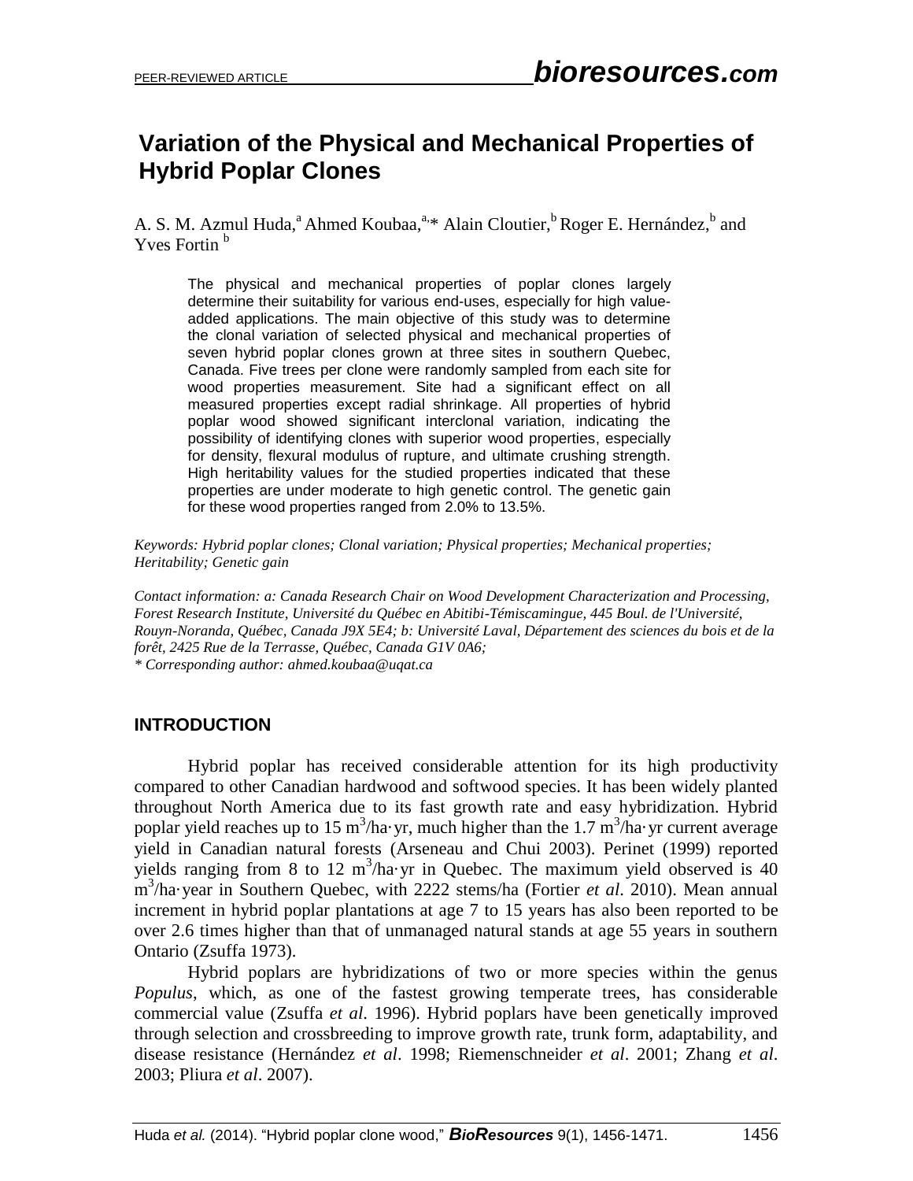# Variation of the Physical and Mechanical Properties of Hybrid Poplar Clones

A. S. M. Azmul Huda,[a] Ahmed Koubaa,[a,]* Alain Cloutier,[b] Roger E. Hernández,[b] and Yves Fortin [b]

The physical and mechanical properties of poplar clones largely determine their suitability for various end-uses, especially for high value-added applications. The main objective of this study was to determine the clonal variation of selected physical and mechanical properties of seven hybrid poplar clones grown at three sites in southern Quebec, Canada. Five trees per clone were randomly sampled from each site for wood properties measurement. Site had a significant effect on all measured properties except radial shrinkage. All properties of hybrid poplar wood showed significant interclonal variation, indicating the possibility of identifying clones with superior wood properties, especially for density, flexural modulus of rupture, and ultimate crushing strength. High heritability values for the studied properties indicated that these properties are under moderate to high genetic control. The genetic gain for these wood properties ranged from 2.0% to 13.5%.

*Keywords: Hybrid poplar clones; Clonal variation; Physical properties; Mechanical properties; Heritability; Genetic gain*

*Contact information: a: Canada Research Chair on Wood Development Characterization and Processing, Forest Research Institute, Université du Québec en Abitibi-Témiscamingue, 445 Boul. de l'Université, Rouyn-Noranda, Québec, Canada J9X 5E4; b: Université Laval, Département des sciences du bois et de la forêt, 2425 Rue de la Terrasse, Québec, Canada G1V 0A6;*
*\* Corresponding author: ahmed.koubaa@uqat.ca*

## INTRODUCTION

Hybrid poplar has received considerable attention for its high productivity compared to other Canadian hardwood and softwood species. It has been widely planted throughout North America due to its fast growth rate and easy hybridization. Hybrid poplar yield reaches up to 15 $m^3$/ha·yr, much higher than the 1.7 $m^3$/ha·yr current average yield in Canadian natural forests (Arseneau and Chui 2003). Perinet (1999) reported yields ranging from 8 to 12 $m^3$/ha·yr in Quebec. The maximum yield observed is 40 $m^3$/ha·year in Southern Quebec, with 2222 stems/ha (Fortier *et al*. 2010). Mean annual increment in hybrid poplar plantations at age 7 to 15 years has also been reported to be over 2.6 times higher than that of unmanaged natural stands at age 55 years in southern Ontario (Zsuffa 1973).

Hybrid poplars are hybridizations of two or more species within the genus *Populus*, which, as one of the fastest growing temperate trees, has considerable commercial value (Zsuffa *et al*. 1996). Hybrid poplars have been genetically improved through selection and crossbreeding to improve growth rate, trunk form, adaptability, and disease resistance (Hernández *et al*. 1998; Riemenschneider *et al*. 2001; Zhang *et al*. 2003; Pliura *et al*. 2007).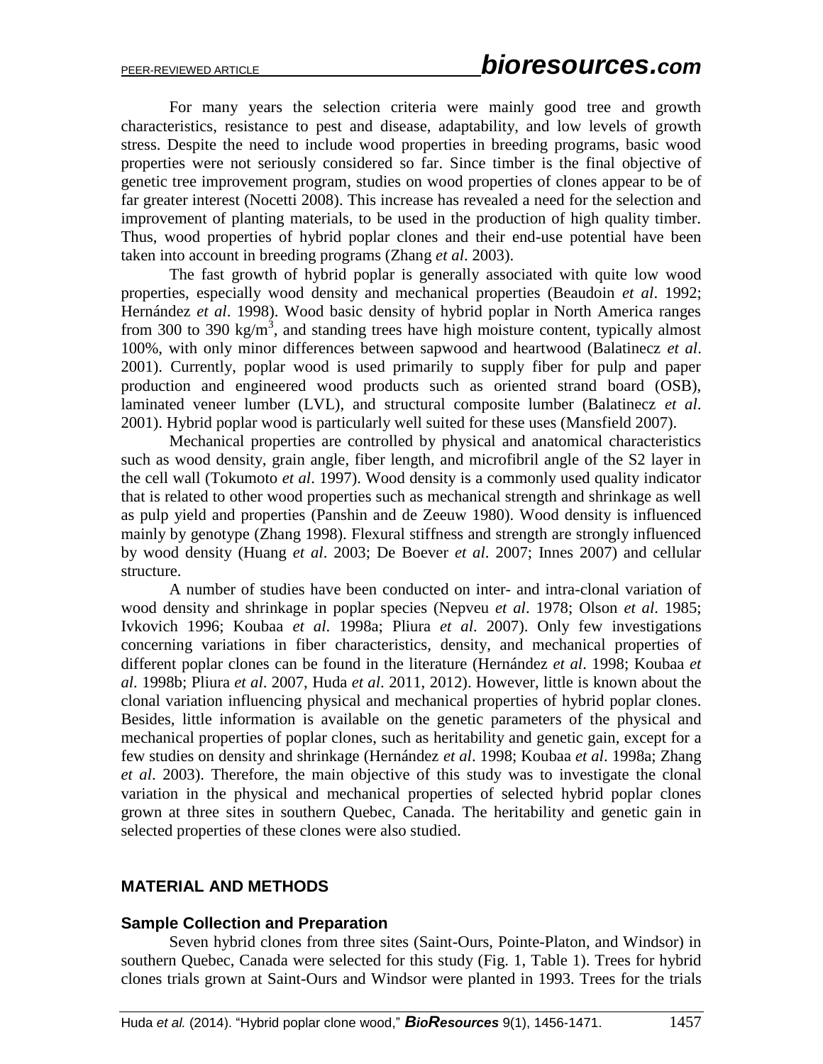For many years the selection criteria were mainly good tree and growth characteristics, resistance to pest and disease, adaptability, and low levels of growth stress. Despite the need to include wood properties in breeding programs, basic wood properties were not seriously considered so far. Since timber is the final objective of genetic tree improvement program, studies on wood properties of clones appear to be of far greater interest (Nocetti 2008). This increase has revealed a need for the selection and improvement of planting materials, to be used in the production of high quality timber. Thus, wood properties of hybrid poplar clones and their end-use potential have been taken into account in breeding programs (Zhang *et al*. 2003).

The fast growth of hybrid poplar is generally associated with quite low wood properties, especially wood density and mechanical properties (Beaudoin *et al*. 1992; Hernández *et al*. 1998). Wood basic density of hybrid poplar in North America ranges from 300 to 390 $kg/m^3$, and standing trees have high moisture content, typically almost 100%, with only minor differences between sapwood and heartwood (Balatinecz *et al*. 2001). Currently, poplar wood is used primarily to supply fiber for pulp and paper production and engineered wood products such as oriented strand board (OSB), laminated veneer lumber (LVL), and structural composite lumber (Balatinecz *et al*. 2001). Hybrid poplar wood is particularly well suited for these uses (Mansfield 2007).

Mechanical properties are controlled by physical and anatomical characteristics such as wood density, grain angle, fiber length, and microfibril angle of the S2 layer in the cell wall (Tokumoto *et al*. 1997). Wood density is a commonly used quality indicator that is related to other wood properties such as mechanical strength and shrinkage as well as pulp yield and properties (Panshin and de Zeeuw 1980). Wood density is influenced mainly by genotype (Zhang 1998). Flexural stiffness and strength are strongly influenced by wood density (Huang *et al*. 2003; De Boever *et al*. 2007; Innes 2007) and cellular structure.

A number of studies have been conducted on inter- and intra-clonal variation of wood density and shrinkage in poplar species (Nepveu *et al*. 1978; Olson *et al*. 1985; Ivkovich 1996; Koubaa *et al*. 1998a; Pliura *et al*. 2007). Only few investigations concerning variations in fiber characteristics, density, and mechanical properties of different poplar clones can be found in the literature (Hernández *et al*. 1998; Koubaa *et al*. 1998b; Pliura *et al*. 2007, Huda *et al*. 2011, 2012). However, little is known about the clonal variation influencing physical and mechanical properties of hybrid poplar clones. Besides, little information is available on the genetic parameters of the physical and mechanical properties of poplar clones, such as heritability and genetic gain, except for a few studies on density and shrinkage (Hernández *et al*. 1998; Koubaa *et al*. 1998a; Zhang *et al*. 2003). Therefore, the main objective of this study was to investigate the clonal variation in the physical and mechanical properties of selected hybrid poplar clones grown at three sites in southern Quebec, Canada. The heritability and genetic gain in selected properties of these clones were also studied.

## MATERIAL AND METHODS

### Sample Collection and Preparation

Seven hybrid clones from three sites (Saint-Ours, Pointe-Platon, and Windsor) in southern Quebec, Canada were selected for this study (Fig. 1, Table 1). Trees for hybrid clones trials grown at Saint-Ours and Windsor were planted in 1993. Trees for the trials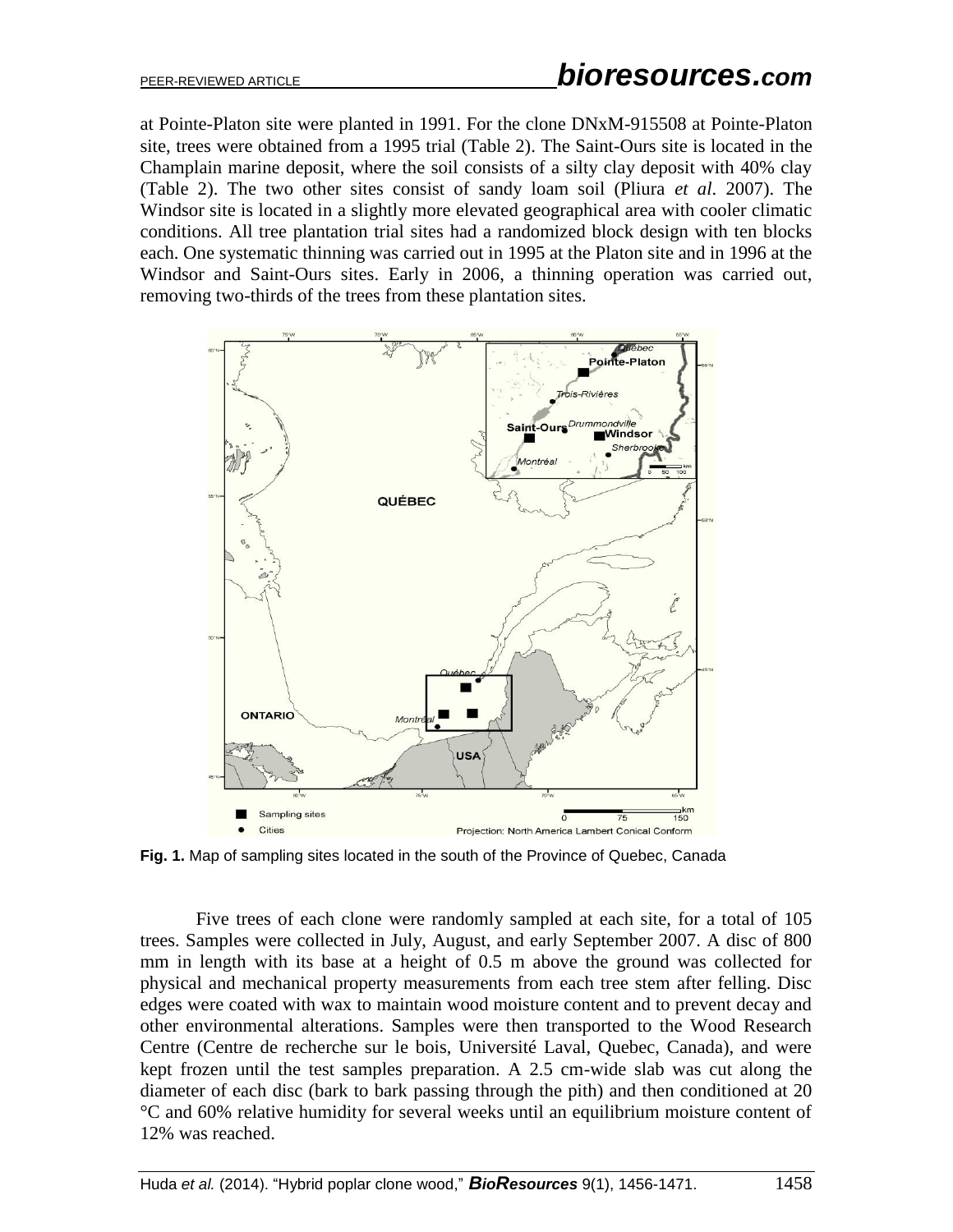at Pointe-Platon site were planted in 1991. For the clone DNxM-915508 at Pointe-Platon site, trees were obtained from a 1995 trial (Table 2). The Saint-Ours site is located in the Champlain marine deposit, where the soil consists of a silty clay deposit with 40% clay (Table 2). The two other sites consist of sandy loam soil (Pliura *et al*. 2007). The Windsor site is located in a slightly more elevated geographical area with cooler climatic conditions. All tree plantation trial sites had a randomized block design with ten blocks each. One systematic thinning was carried out in 1995 at the Platon site and in 1996 at the Windsor and Saint-Ours sites. Early in 2006, a thinning operation was carried out, removing two-thirds of the trees from these plantation sites.

**Fig. 1.** Map of sampling sites located in the south of the Province of Quebec, Canada

Five trees of each clone were randomly sampled at each site, for a total of 105 trees. Samples were collected in July, August, and early September 2007. A disc of 800 mm in length with its base at a height of 0.5 m above the ground was collected for physical and mechanical property measurements from each tree stem after felling. Disc edges were coated with wax to maintain wood moisture content and to prevent decay and other environmental alterations. Samples were then transported to the Wood Research Centre (Centre de recherche sur le bois, Université Laval, Quebec, Canada), and were kept frozen until the test samples preparation. A 2.5 cm-wide slab was cut along the diameter of each disc (bark to bark passing through the pith) and then conditioned at 20 °C and 60% relative humidity for several weeks until an equilibrium moisture content of 12% was reached.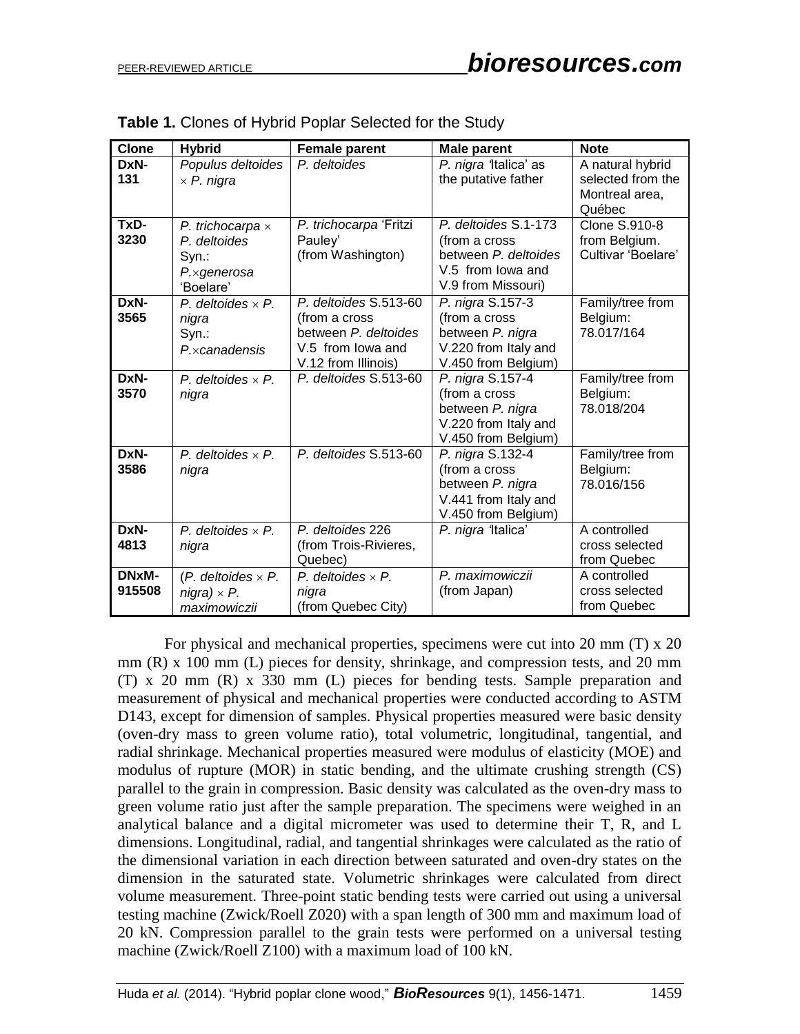**Table 1.** Clones of Hybrid Poplar Selected for the Study

| Clone | Hybrid | Female parent | Male parent | Note |
|---|---|---|---|---|
| **DxN-131** | *Populus deltoides* × *P. nigra* | *P. deltoides* | *P. nigra* 'Italica' as the putative father | A natural hybrid selected from the Montreal area, Québec |
| **TxD-3230** | *P. trichocarpa* × *P. deltoides* Syn.: *P.×generosa* 'Boelare' | *P. trichocarpa* 'Fritzi Pauley' (from Washington) | *P. deltoides* S.1-173 (from a cross between *P. deltoides* V.5 from Iowa and V.9 from Missouri) | Clone S.910-8 from Belgium. Cultivar 'Boelare' |
| **DxN-3565** | *P. deltoides* × *P. nigra* Syn.: *P.×canadensis* | *P. deltoides* S.513-60 (from a cross between *P. deltoides* V.5 from Iowa and V.12 from Illinois) | *P. nigra* S.157-3 (from a cross between *P. nigra* V.220 from Italy and V.450 from Belgium) | Family/tree from Belgium: 78.017/164 |
| **DxN-3570** | *P. deltoides* × *P. nigra* | *P. deltoides* S.513-60 | *P. nigra* S.157-4 (from a cross between *P. nigra* V.220 from Italy and V.450 from Belgium) | Family/tree from Belgium: 78.018/204 |
| **DxN-3586** | *P. deltoides* × *P. nigra* | *P. deltoides* S.513-60 | *P. nigra* S.132-4 (from a cross between *P. nigra* V.441 from Italy and V.450 from Belgium) | Family/tree from Belgium: 78.016/156 |
| **DxN-4813** | *P. deltoides* × *P. nigra* | *P. deltoides* 226 (from Trois-Rivieres, Quebec) | *P. nigra* 'Italica' | A controlled cross selected from Quebec |
| **DNxM-915508** | (*P. deltoides* × *P. nigra*) × *P. maximowiczii* | *P. deltoides* × *P. nigra* (from Quebec City) | *P. maximowiczii* (from Japan) | A controlled cross selected from Quebec |

For physical and mechanical properties, specimens were cut into 20 mm (T) x 20 mm (R) x 100 mm (L) pieces for density, shrinkage, and compression tests, and 20 mm (T) x 20 mm (R) x 330 mm (L) pieces for bending tests. Sample preparation and measurement of physical and mechanical properties were conducted according to ASTM D143, except for dimension of samples. Physical properties measured were basic density (oven-dry mass to green volume ratio), total volumetric, longitudinal, tangential, and radial shrinkage. Mechanical properties measured were modulus of elasticity (MOE) and modulus of rupture (MOR) in static bending, and the ultimate crushing strength (CS) parallel to the grain in compression. Basic density was calculated as the oven-dry mass to green volume ratio just after the sample preparation. The specimens were weighed in an analytical balance and a digital micrometer was used to determine their T, R, and L dimensions. Longitudinal, radial, and tangential shrinkages were calculated as the ratio of the dimensional variation in each direction between saturated and oven-dry states on the dimension in the saturated state. Volumetric shrinkages were calculated from direct volume measurement. Three-point static bending tests were carried out using a universal testing machine (Zwick/Roell Z020) with a span length of 300 mm and maximum load of 20 kN. Compression parallel to the grain tests were performed on a universal testing machine (Zwick/Roell Z100) with a maximum load of 100 kN.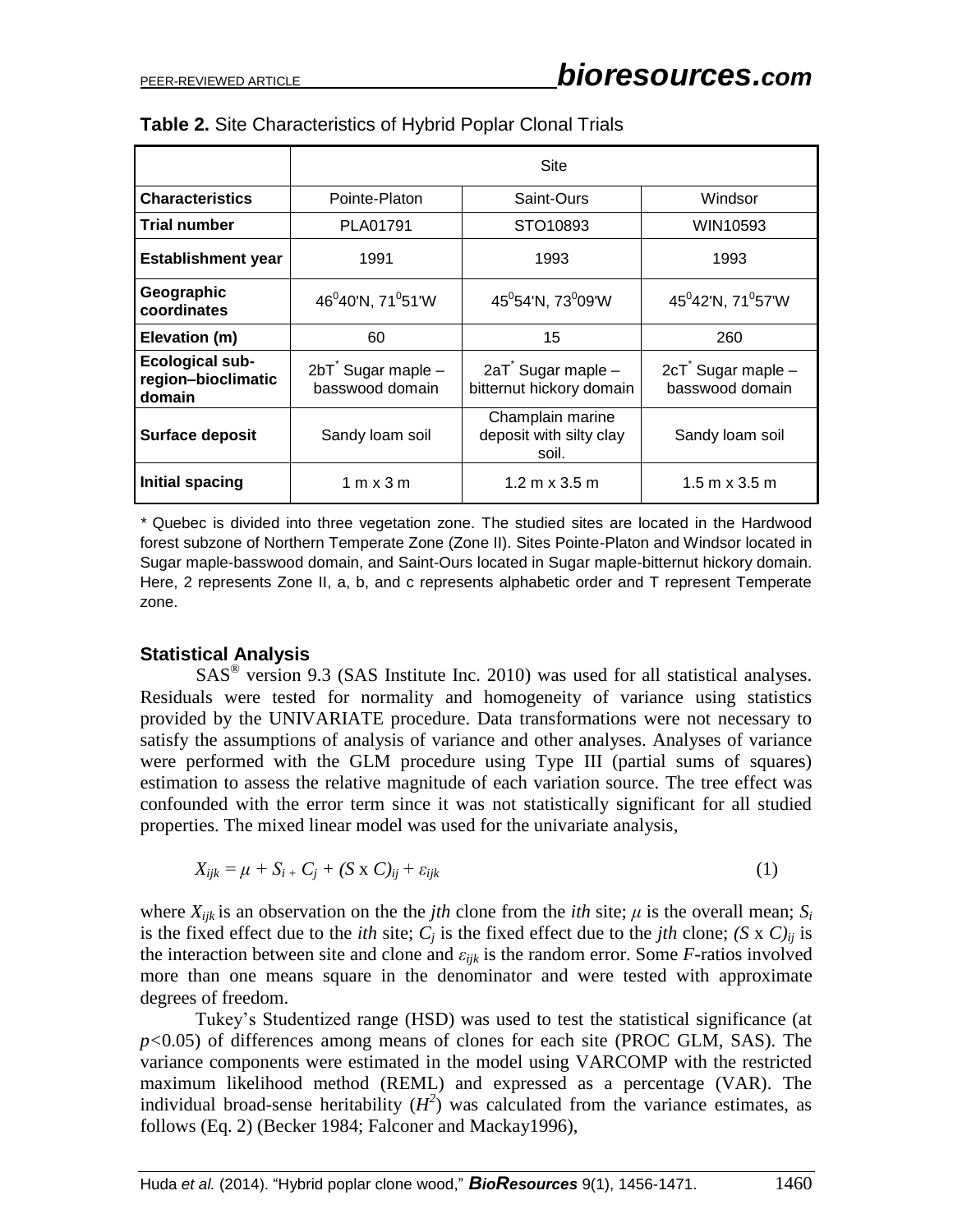**Table 2.** Site Characteristics of Hybrid Poplar Clonal Trials

| | Site | | |
|---|---|---|---|
| **Characteristics** | Pointe-Platon | Saint-Ours | Windsor |
| **Trial number** | PLA01791 | STO10893 | WIN10593 |
| **Establishment year** | 1991 | 1993 | 1993 |
| **Geographic coordinates** | 46°40'N, 71°51'W | 45°54'N, 73°09'W | 45°42'N, 71°57'W |
| **Elevation (m)** | 60 | 15 | 260 |
| **Ecological sub-region–bioclimatic domain** | 2bT* Sugar maple – basswood domain | 2aT* Sugar maple – bitternut hickory domain | 2cT* Sugar maple – basswood domain |
| **Surface deposit** | Sandy loam soil | Champlain marine deposit with silty clay soil. | Sandy loam soil |
| **Initial spacing** | 1 m x 3 m | 1.2 m x 3.5 m | 1.5 m x 3.5 m |

\* Quebec is divided into three vegetation zone. The studied sites are located in the Hardwood forest subzone of Northern Temperate Zone (Zone II). Sites Pointe-Platon and Windsor located in Sugar maple-basswood domain, and Saint-Ours located in Sugar maple-bitternut hickory domain. Here, 2 represents Zone II, a, b, and c represents alphabetic order and T represent Temperate zone.

### Statistical Analysis

SAS® version 9.3 (SAS Institute Inc. 2010) was used for all statistical analyses. Residuals were tested for normality and homogeneity of variance using statistics provided by the UNIVARIATE procedure. Data transformations were not necessary to satisfy the assumptions of analysis of variance and other analyses. Analyses of variance were performed with the GLM procedure using Type III (partial sums of squares) estimation to assess the relative magnitude of each variation source. The tree effect was confounded with the error term since it was not statistically significant for all studied properties. The mixed linear model was used for the univariate analysis,

$$X_{ijk} = \mu + S_i + C_j + (S \times C)_{ij} + \varepsilon_{ijk} \tag{1}$$

where $X_{ijk}$ is an observation on the the *jth* clone from the *ith* site; $\mu$ is the overall mean; $S_i$ is the fixed effect due to the *ith* site; $C_j$ is the fixed effect due to the *jth* clone; $(S \times C)_{ij}$ is the interaction between site and clone and $\varepsilon_{ijk}$ is the random error. Some *F*-ratios involved more than one means square in the denominator and were tested with approximate degrees of freedom.

Tukey's Studentized range (HSD) was used to test the statistical significance (at $p$<0.05) of differences among means of clones for each site (PROC GLM, SAS). The variance components were estimated in the model using VARCOMP with the restricted maximum likelihood method (REML) and expressed as a percentage (VAR). The individual broad-sense heritability ($H^2$) was calculated from the variance estimates, as follows (Eq. 2) (Becker 1984; Falconer and Mackay1996),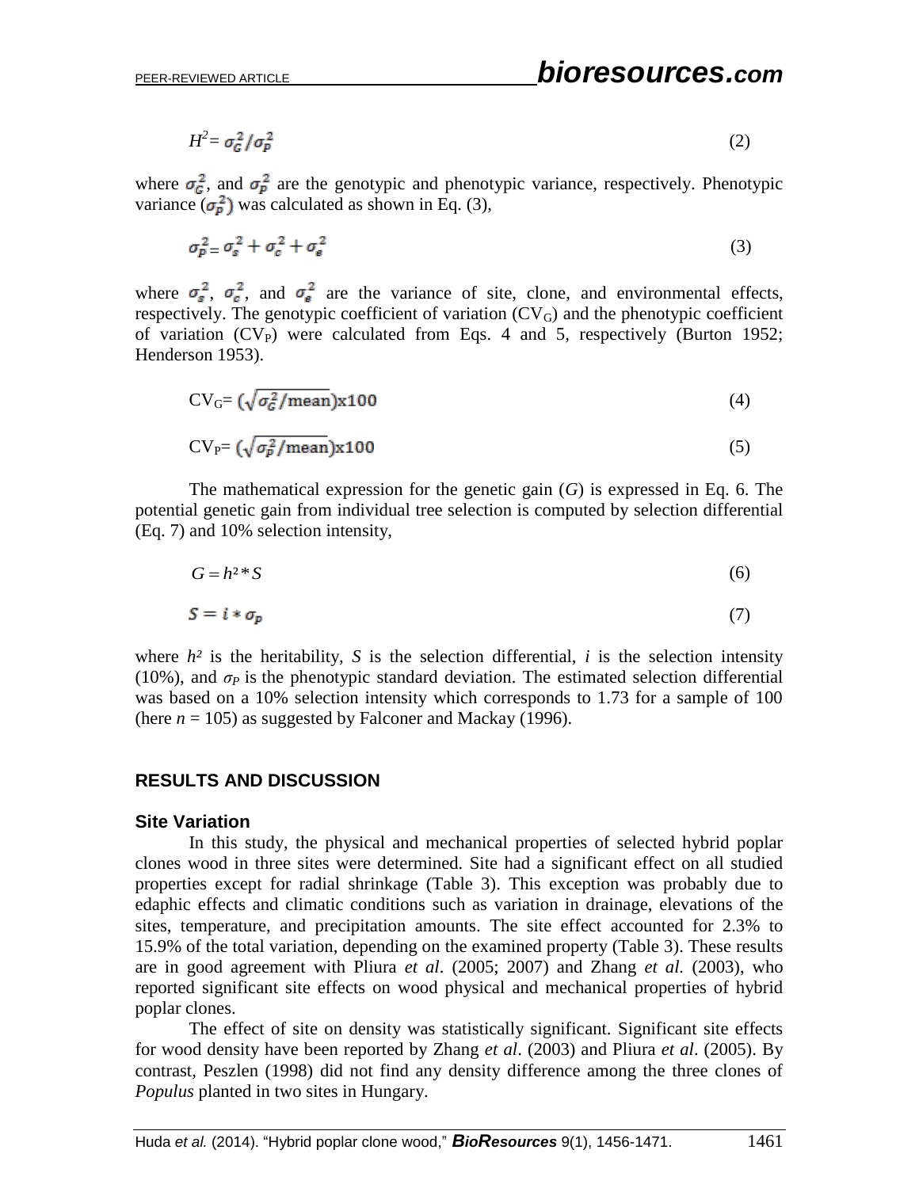$$H^2 = \sigma_G^2 / \sigma_P^2 \quad (2)$$

where $\sigma_G^2$, and $\sigma_P^2$ are the genotypic and phenotypic variance, respectively. Phenotypic variance ($\sigma_P^2$) was calculated as shown in Eq. (3),

$$\sigma_P^2 = \sigma_s^2 + \sigma_c^2 + \sigma_e^2 \quad (3)$$

where $\sigma_s^2$, $\sigma_c^2$, and $\sigma_e^2$ are the variance of site, clone, and environmental effects, respectively. The genotypic coefficient of variation ($CV_G$) and the phenotypic coefficient of variation ($CV_P$) were calculated from Eqs. 4 and 5, respectively (Burton 1952; Henderson 1953).

$$CV_G = (\sqrt{\sigma_G^2 / \text{mean}}) \text{x} 100 \quad (4)$$

$$CV_P = (\sqrt{\sigma_P^2 / \text{mean}}) \text{x} 100 \quad (5)$$

The mathematical expression for the genetic gain (*G*) is expressed in Eq. 6. The potential genetic gain from individual tree selection is computed by selection differential (Eq. 7) and 10% selection intensity,

$$G = h^2 * S \quad (6)$$

$$S = i * \sigma_p \quad (7)$$

where $h^2$ is the heritability, *S* is the selection differential, *i* is the selection intensity (10%), and $\sigma_P$ is the phenotypic standard deviation. The estimated selection differential was based on a 10% selection intensity which corresponds to 1.73 for a sample of 100 (here $n = 105$) as suggested by Falconer and Mackay (1996).

## RESULTS AND DISCUSSION

### Site Variation

In this study, the physical and mechanical properties of selected hybrid poplar clones wood in three sites were determined. Site had a significant effect on all studied properties except for radial shrinkage (Table 3). This exception was probably due to edaphic effects and climatic conditions such as variation in drainage, elevations of the sites, temperature, and precipitation amounts. The site effect accounted for 2.3% to 15.9% of the total variation, depending on the examined property (Table 3). These results are in good agreement with Pliura *et al*. (2005; 2007) and Zhang *et al.* (2003), who reported significant site effects on wood physical and mechanical properties of hybrid poplar clones.

The effect of site on density was statistically significant. Significant site effects for wood density have been reported by Zhang *et al*. (2003) and Pliura *et al*. (2005). By contrast, Peszlen (1998) did not find any density difference among the three clones of *Populus* planted in two sites in Hungary.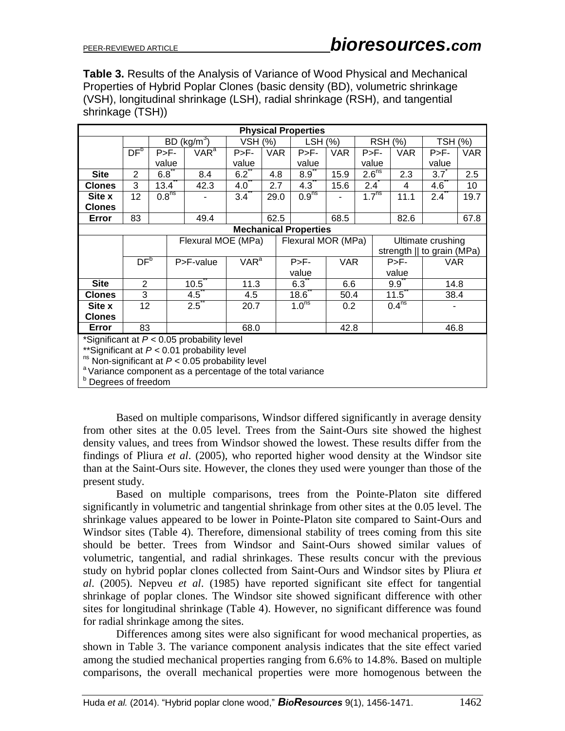**Table 3.** Results of the Analysis of Variance of Wood Physical and Mechanical Properties of Hybrid Poplar Clones (basic density (BD), volumetric shrinkage (VSH), longitudinal shrinkage (LSH), radial shrinkage (RSH), and tangential shrinkage (TSH))

| Physical Properties | | | | | | | | | | | |
|---|---|---|---|---|---|---|---|---|---|---|---|
| | | BD ($kg/m^3$) | | VSH (%) | | LSH (%) | | RSH (%) | | TSH (%) | |
| | DF[b] | P>F-value | VAR[a] | P>F-value | VAR | P>F-value | VAR | P>F-value | VAR | P>F-value | VAR |
| **Site** | 2 | 6.8** | 8.4 | 6.2** | 4.8 | 8.9** | 15.9 | 2.6ns | 2.3 | 3.7* | 2.5 |
| **Clones** | 3 | 13.4** | 42.3 | 4.0** | 2.7 | 4.3** | 15.6 | 2.4* | 4 | 4.6** | 10 |
| **Site x Clones** | 12 | 0.8ns | - | 3.4** | 29.0 | 0.9ns | - | 1.7ns | 11.1 | 2.4** | 19.7 |
| **Error** | 83 | | 49.4 | | 62.5 | | 68.5 | | 82.6 | | 67.8 |

| Mechanical Properties | | | | | | | |
|---|---|---|---|---|---|---|---|
| | | Flexural MOE (MPa) | | Flexural MOR (MPa) | | Ultimate crushing strength ‖ to grain (MPa) | |
| | DF[b] | P>F-value | VAR[a] | P>F-value | VAR | P>F-value | VAR |
| **Site** | 2 | 10.5** | 11.3 | 6.3** | 6.6 | 9.9** | 14.8 |
| **Clones** | 3 | 4.5** | 4.5 | 18.6** | 50.4 | 11.5** | 38.4 |
| **Site x Clones** | 12 | 2.5** | 20.7 | 1.0ns | 0.2 | 0.4ns | - |
| **Error** | 83 | | 68.0 | | 42.8 | | 46.8 |

*Significant at $P < 0.05$ probability level
**Significant at $P < 0.01$ probability level
ns Non-significant at $P < 0.05$ probability level
[a] Variance component as a percentage of the total variance
[b] Degrees of freedom

Based on multiple comparisons, Windsor differed significantly in average density from other sites at the 0.05 level. Trees from the Saint-Ours site showed the highest density values, and trees from Windsor showed the lowest. These results differ from the findings of Pliura *et al*. (2005), who reported higher wood density at the Windsor site than at the Saint-Ours site. However, the clones they used were younger than those of the present study.

Based on multiple comparisons, trees from the Pointe-Platon site differed significantly in volumetric and tangential shrinkage from other sites at the 0.05 level. The shrinkage values appeared to be lower in Pointe-Platon site compared to Saint-Ours and Windsor sites (Table 4). Therefore, dimensional stability of trees coming from this site should be better. Trees from Windsor and Saint-Ours showed similar values of volumetric, tangential, and radial shrinkages. These results concur with the previous study on hybrid poplar clones collected from Saint-Ours and Windsor sites by Pliura *et al*. (2005). Nepveu *et al*. (1985) have reported significant site effect for tangential shrinkage of poplar clones. The Windsor site showed significant difference with other sites for longitudinal shrinkage (Table 4). However, no significant difference was found for radial shrinkage among the sites.

Differences among sites were also significant for wood mechanical properties, as shown in Table 3. The variance component analysis indicates that the site effect varied among the studied mechanical properties ranging from 6.6% to 14.8%. Based on multiple comparisons, the overall mechanical properties were more homogenous between the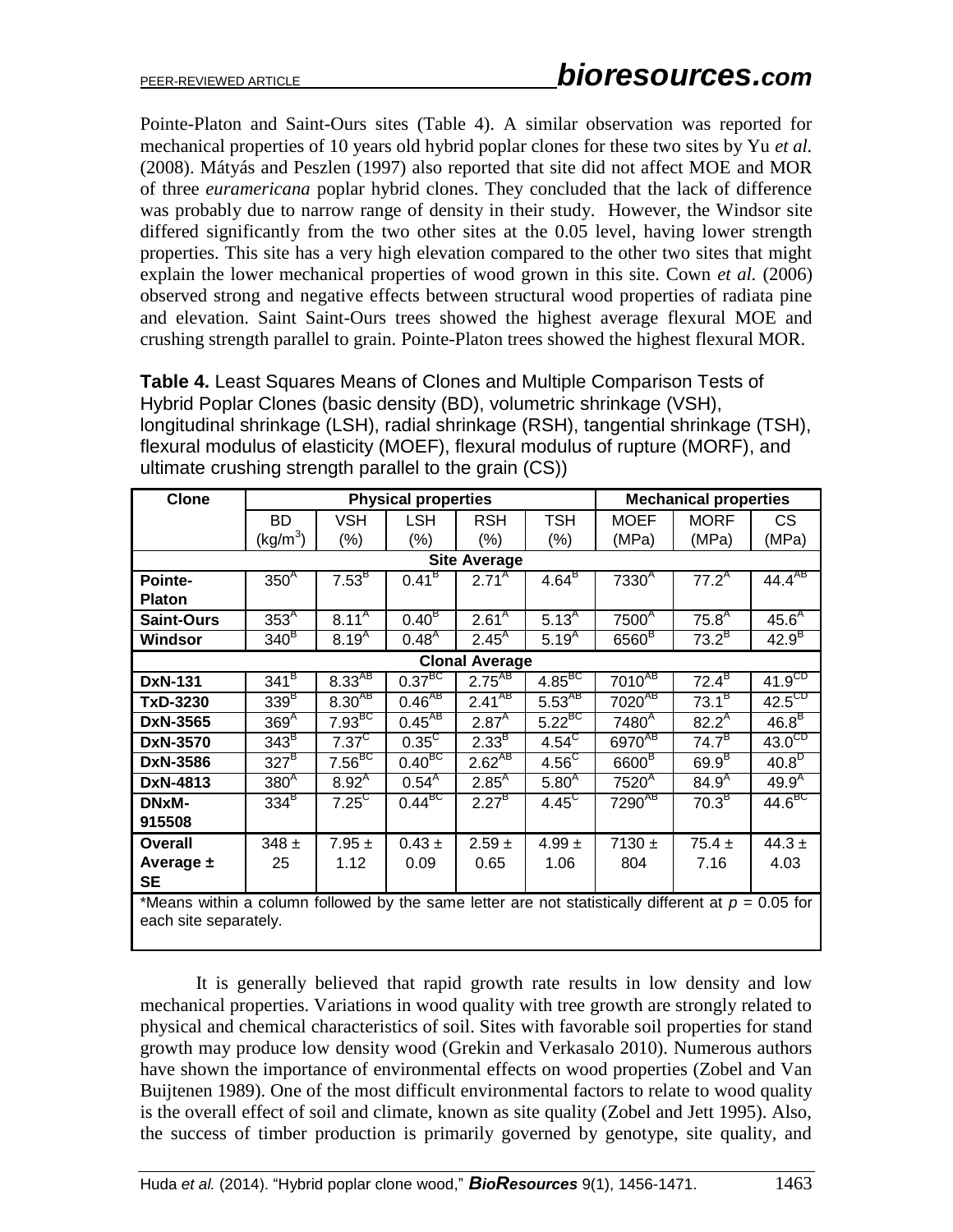Pointe-Platon and Saint-Ours sites (Table 4). A similar observation was reported for mechanical properties of 10 years old hybrid poplar clones for these two sites by Yu *et al.* (2008). Mátyás and Peszlen (1997) also reported that site did not affect MOE and MOR of three *euramericana* poplar hybrid clones. They concluded that the lack of difference was probably due to narrow range of density in their study. However, the Windsor site differed significantly from the two other sites at the 0.05 level, having lower strength properties. This site has a very high elevation compared to the other two sites that might explain the lower mechanical properties of wood grown in this site. Cown *et al.* (2006) observed strong and negative effects between structural wood properties of radiata pine and elevation. Saint Saint-Ours trees showed the highest average flexural MOE and crushing strength parallel to grain. Pointe-Platon trees showed the highest flexural MOR.

**Table 4.** Least Squares Means of Clones and Multiple Comparison Tests of Hybrid Poplar Clones (basic density (BD), volumetric shrinkage (VSH), longitudinal shrinkage (LSH), radial shrinkage (RSH), tangential shrinkage (TSH), flexural modulus of elasticity (MOEF), flexural modulus of rupture (MORF), and ultimate crushing strength parallel to the grain (CS))

| Clone | Physical properties | | | | | Mechanical properties | | |
|---|---|---|---|---|---|---|---|---|
| | BD ($kg/m^3$) | VSH (%) | LSH (%) | RSH (%) | TSH (%) | MOEF (MPa) | MORF (MPa) | CS (MPa) |
| **Site Average** | | | | | | | | |
| **Pointe-Platon** | $350^{A}$ | $7.53^{B}$ | $0.41^{B}$ | $2.71^{A}$ | $4.64^{B}$ | $7330^{A}$ | $77.2^{A}$ | $44.4^{AB}$ |
| **Saint-Ours** | $353^{A}$ | $8.11^{A}$ | $0.40^{B}$ | $2.61^{A}$ | $5.13^{A}$ | $7500^{A}$ | $75.8^{A}$ | $45.6^{A}$ |
| **Windsor** | $340^{B}$ | $8.19^{A}$ | $0.48^{A}$ | $2.45^{A}$ | $5.19^{A}$ | $6560^{B}$ | $73.2^{B}$ | $42.9^{B}$ |
| **Clonal Average** | | | | | | | | |
| **DxN-131** | $341^{B}$ | $8.33^{AB}$ | $0.37^{BC}$ | $2.75^{AB}$ | $4.85^{BC}$ | $7010^{AB}$ | $72.4^{B}$ | $41.9^{CD}$ |
| **TxD-3230** | $339^{B}$ | $8.30^{AB}$ | $0.46^{AB}$ | $2.41^{AB}$ | $5.53^{AB}$ | $7020^{AB}$ | $73.1^{B}$ | $42.5^{CD}$ |
| **DxN-3565** | $369^{A}$ | $7.93^{BC}$ | $0.45^{AB}$ | $2.87^{A}$ | $5.22^{BC}$ | $7480^{A}$ | $82.2^{A}$ | $46.8^{B}$ |
| **DxN-3570** | $343^{B}$ | $7.37^{C}$ | $0.35^{C}$ | $2.33^{B}$ | $4.54^{C}$ | $6970^{AB}$ | $74.7^{B}$ | $43.0^{CD}$ |
| **DxN-3586** | $327^{B}$ | $7.56^{BC}$ | $0.40^{BC}$ | $2.62^{AB}$ | $4.56^{C}$ | $6600^{B}$ | $69.9^{B}$ | $40.8^{D}$ |
| **DxN-4813** | $380^{A}$ | $8.92^{A}$ | $0.54^{A}$ | $2.85^{A}$ | $5.80^{A}$ | $7520^{A}$ | $84.9^{A}$ | $49.9^{A}$ |
| **DNxM-915508** | $334^{B}$ | $7.25^{C}$ | $0.44^{BC}$ | $2.27^{B}$ | $4.45^{C}$ | $7290^{AB}$ | $70.3^{B}$ | $44.6^{BC}$ |
| **Overall Average ± SE** | 348 ± 25 | 7.95 ± 1.12 | 0.43 ± 0.09 | 2.59 ± 0.65 | 4.99 ± 1.06 | 7130 ± 804 | 75.4 ± 7.16 | 44.3 ± 4.03 |

*Means within a column followed by the same letter are not statistically different at $p$ = 0.05 for each site separately.

It is generally believed that rapid growth rate results in low density and low mechanical properties. Variations in wood quality with tree growth are strongly related to physical and chemical characteristics of soil. Sites with favorable soil properties for stand growth may produce low density wood (Grekin and Verkasalo 2010). Numerous authors have shown the importance of environmental effects on wood properties (Zobel and Van Buijtenen 1989). One of the most difficult environmental factors to relate to wood quality is the overall effect of soil and climate, known as site quality (Zobel and Jett 1995). Also, the success of timber production is primarily governed by genotype, site quality, and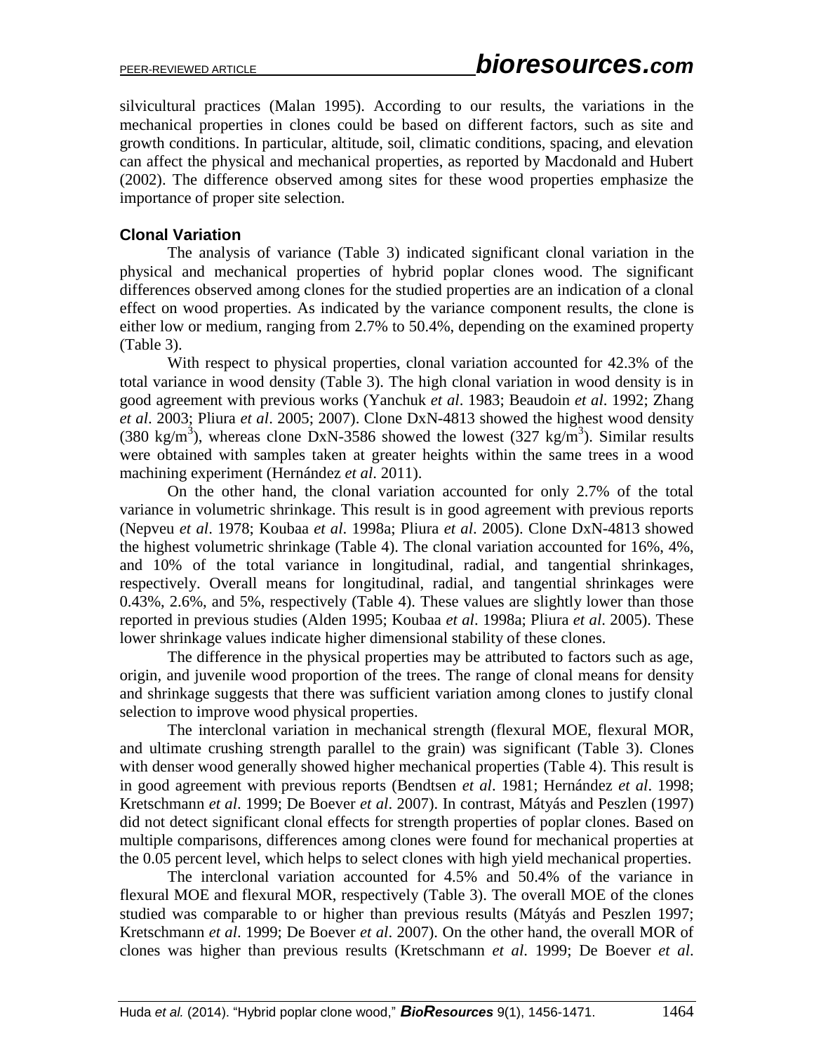silvicultural practices (Malan 1995). According to our results, the variations in the mechanical properties in clones could be based on different factors, such as site and growth conditions. In particular, altitude, soil, climatic conditions, spacing, and elevation can affect the physical and mechanical properties, as reported by Macdonald and Hubert (2002). The difference observed among sites for these wood properties emphasize the importance of proper site selection.

### Clonal Variation

The analysis of variance (Table 3) indicated significant clonal variation in the physical and mechanical properties of hybrid poplar clones wood. The significant differences observed among clones for the studied properties are an indication of a clonal effect on wood properties. As indicated by the variance component results, the clone is either low or medium, ranging from 2.7% to 50.4%, depending on the examined property (Table 3).

With respect to physical properties, clonal variation accounted for 42.3% of the total variance in wood density (Table 3). The high clonal variation in wood density is in good agreement with previous works (Yanchuk *et al*. 1983; Beaudoin *et al*. 1992; Zhang *et al*. 2003; Pliura *et al*. 2005; 2007). Clone DxN-4813 showed the highest wood density (380 $kg/m^3$), whereas clone DxN-3586 showed the lowest (327 $kg/m^3$). Similar results were obtained with samples taken at greater heights within the same trees in a wood machining experiment (Hernández *et al*. 2011).

On the other hand, the clonal variation accounted for only 2.7% of the total variance in volumetric shrinkage. This result is in good agreement with previous reports (Nepveu *et al*. 1978; Koubaa *et al*. 1998a; Pliura *et al*. 2005). Clone DxN-4813 showed the highest volumetric shrinkage (Table 4). The clonal variation accounted for 16%, 4%, and 10% of the total variance in longitudinal, radial, and tangential shrinkages, respectively. Overall means for longitudinal, radial, and tangential shrinkages were 0.43%, 2.6%, and 5%, respectively (Table 4). These values are slightly lower than those reported in previous studies (Alden 1995; Koubaa *et al*. 1998a; Pliura *et al*. 2005). These lower shrinkage values indicate higher dimensional stability of these clones.

The difference in the physical properties may be attributed to factors such as age, origin, and juvenile wood proportion of the trees. The range of clonal means for density and shrinkage suggests that there was sufficient variation among clones to justify clonal selection to improve wood physical properties.

The interclonal variation in mechanical strength (flexural MOE, flexural MOR, and ultimate crushing strength parallel to the grain) was significant (Table 3). Clones with denser wood generally showed higher mechanical properties (Table 4). This result is in good agreement with previous reports (Bendtsen *et al*. 1981; Hernández *et al*. 1998; Kretschmann *et al*. 1999; De Boever *et al*. 2007). In contrast, Mátyás and Peszlen (1997) did not detect significant clonal effects for strength properties of poplar clones. Based on multiple comparisons, differences among clones were found for mechanical properties at the 0.05 percent level, which helps to select clones with high yield mechanical properties.

The interclonal variation accounted for 4.5% and 50.4% of the variance in flexural MOE and flexural MOR, respectively (Table 3). The overall MOE of the clones studied was comparable to or higher than previous results (Mátyás and Peszlen 1997; Kretschmann *et al*. 1999; De Boever *et al*. 2007). On the other hand, the overall MOR of clones was higher than previous results (Kretschmann *et al*. 1999; De Boever *et al*.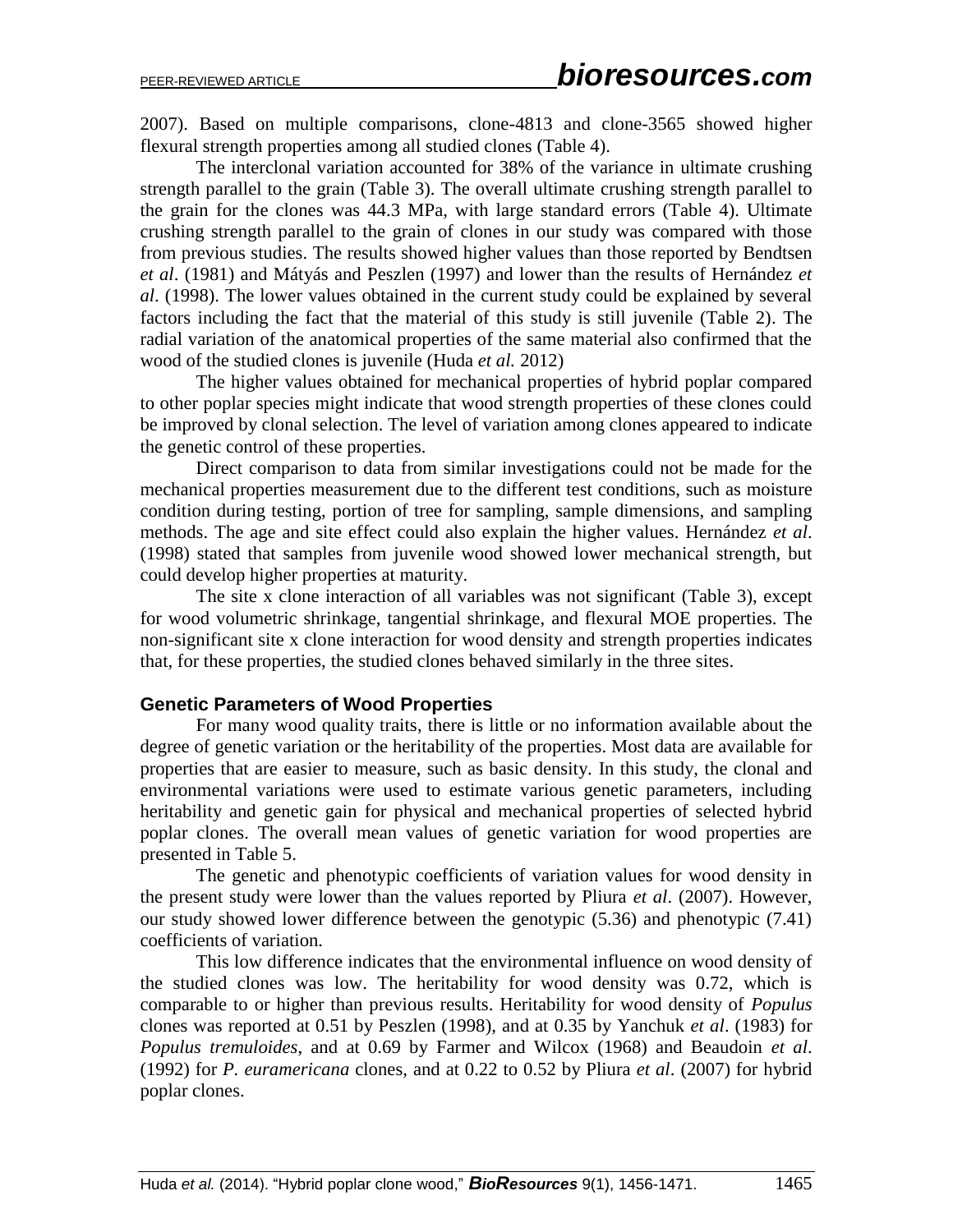2007). Based on multiple comparisons, clone-4813 and clone-3565 showed higher flexural strength properties among all studied clones (Table 4).

The interclonal variation accounted for 38% of the variance in ultimate crushing strength parallel to the grain (Table 3). The overall ultimate crushing strength parallel to the grain for the clones was 44.3 MPa, with large standard errors (Table 4). Ultimate crushing strength parallel to the grain of clones in our study was compared with those from previous studies. The results showed higher values than those reported by Bendtsen *et al*. (1981) and Mátyás and Peszlen (1997) and lower than the results of Hernández *et al*. (1998). The lower values obtained in the current study could be explained by several factors including the fact that the material of this study is still juvenile (Table 2). The radial variation of the anatomical properties of the same material also confirmed that the wood of the studied clones is juvenile (Huda *et al.* 2012)

The higher values obtained for mechanical properties of hybrid poplar compared to other poplar species might indicate that wood strength properties of these clones could be improved by clonal selection. The level of variation among clones appeared to indicate the genetic control of these properties.

Direct comparison to data from similar investigations could not be made for the mechanical properties measurement due to the different test conditions, such as moisture condition during testing, portion of tree for sampling, sample dimensions, and sampling methods. The age and site effect could also explain the higher values. Hernández *et al*. (1998) stated that samples from juvenile wood showed lower mechanical strength, but could develop higher properties at maturity.

The site x clone interaction of all variables was not significant (Table 3), except for wood volumetric shrinkage, tangential shrinkage, and flexural MOE properties. The non-significant site x clone interaction for wood density and strength properties indicates that, for these properties, the studied clones behaved similarly in the three sites.

## Genetic Parameters of Wood Properties

For many wood quality traits, there is little or no information available about the degree of genetic variation or the heritability of the properties. Most data are available for properties that are easier to measure, such as basic density. In this study, the clonal and environmental variations were used to estimate various genetic parameters, including heritability and genetic gain for physical and mechanical properties of selected hybrid poplar clones. The overall mean values of genetic variation for wood properties are presented in Table 5.

The genetic and phenotypic coefficients of variation values for wood density in the present study were lower than the values reported by Pliura *et al*. (2007). However, our study showed lower difference between the genotypic (5.36) and phenotypic (7.41) coefficients of variation.

This low difference indicates that the environmental influence on wood density of the studied clones was low. The heritability for wood density was 0.72, which is comparable to or higher than previous results. Heritability for wood density of *Populus* clones was reported at 0.51 by Peszlen (1998), and at 0.35 by Yanchuk *et al*. (1983) for *Populus tremuloides*, and at 0.69 by Farmer and Wilcox (1968) and Beaudoin *et al*. (1992) for *P. euramericana* clones, and at 0.22 to 0.52 by Pliura *et al*. (2007) for hybrid poplar clones.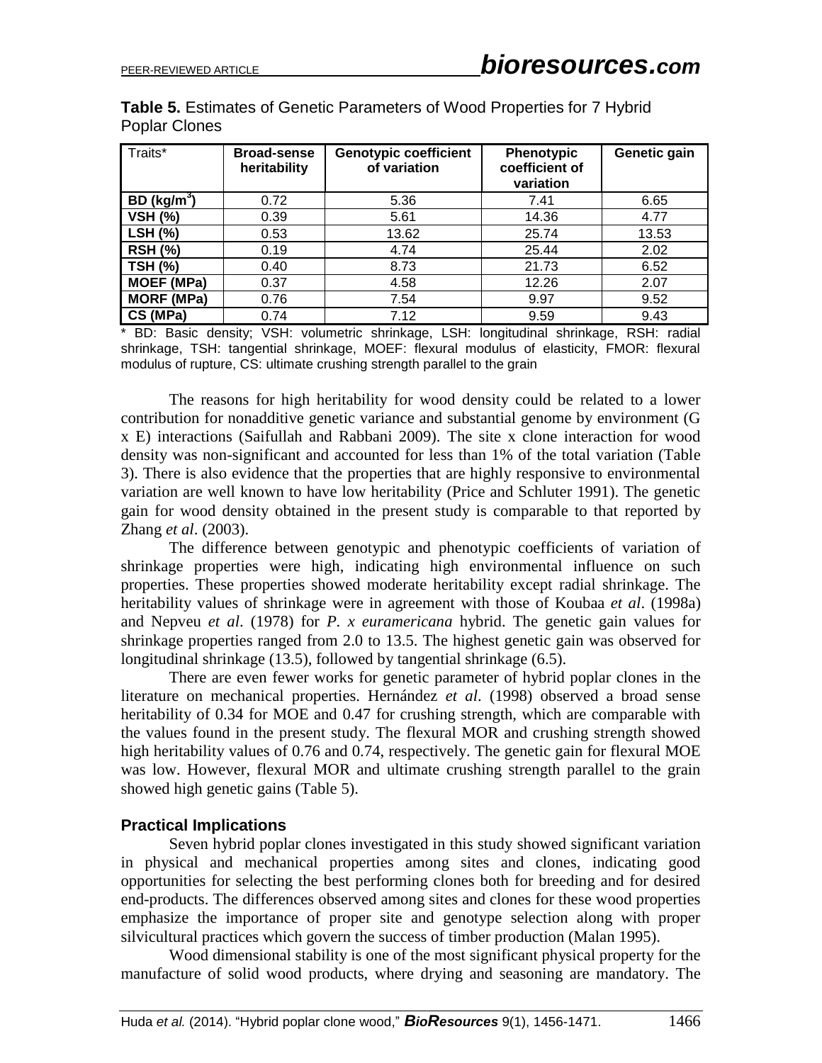**Table 5.** Estimates of Genetic Parameters of Wood Properties for 7 Hybrid Poplar Clones

| Traits* | Broad-sense heritability | Genotypic coefficient of variation | Phenotypic coefficient of variation | Genetic gain |
|---|---|---|---|---|
| **BD ($kg/m^3$)** | 0.72 | 5.36 | 7.41 | 6.65 |
| **VSH (%)** | 0.39 | 5.61 | 14.36 | 4.77 |
| **LSH (%)** | 0.53 | 13.62 | 25.74 | 13.53 |
| **RSH (%)** | 0.19 | 4.74 | 25.44 | 2.02 |
| **TSH (%)** | 0.40 | 8.73 | 21.73 | 6.52 |
| **MOEF (MPa)** | 0.37 | 4.58 | 12.26 | 2.07 |
| **MORF (MPa)** | 0.76 | 7.54 | 9.97 | 9.52 |
| **CS (MPa)** | 0.74 | 7.12 | 9.59 | 9.43 |

\* BD: Basic density; VSH: volumetric shrinkage, LSH: longitudinal shrinkage, RSH: radial shrinkage, TSH: tangential shrinkage, MOEF: flexural modulus of elasticity, FMOR: flexural modulus of rupture, CS: ultimate crushing strength parallel to the grain

The reasons for high heritability for wood density could be related to a lower contribution for nonadditive genetic variance and substantial genome by environment (G x E) interactions (Saifullah and Rabbani 2009). The site x clone interaction for wood density was non-significant and accounted for less than 1% of the total variation (Table 3). There is also evidence that the properties that are highly responsive to environmental variation are well known to have low heritability (Price and Schluter 1991). The genetic gain for wood density obtained in the present study is comparable to that reported by Zhang *et al*. (2003).

The difference between genotypic and phenotypic coefficients of variation of shrinkage properties were high, indicating high environmental influence on such properties. These properties showed moderate heritability except radial shrinkage. The heritability values of shrinkage were in agreement with those of Koubaa *et al*. (1998a) and Nepveu *et al*. (1978) for *P. x euramericana* hybrid. The genetic gain values for shrinkage properties ranged from 2.0 to 13.5. The highest genetic gain was observed for longitudinal shrinkage (13.5), followed by tangential shrinkage (6.5).

There are even fewer works for genetic parameter of hybrid poplar clones in the literature on mechanical properties. Hernández *et al*. (1998) observed a broad sense heritability of 0.34 for MOE and 0.47 for crushing strength, which are comparable with the values found in the present study. The flexural MOR and crushing strength showed high heritability values of 0.76 and 0.74, respectively. The genetic gain for flexural MOE was low. However, flexural MOR and ultimate crushing strength parallel to the grain showed high genetic gains (Table 5).

### Practical Implications

Seven hybrid poplar clones investigated in this study showed significant variation in physical and mechanical properties among sites and clones, indicating good opportunities for selecting the best performing clones both for breeding and for desired end-products. The differences observed among sites and clones for these wood properties emphasize the importance of proper site and genotype selection along with proper silvicultural practices which govern the success of timber production (Malan 1995).

Wood dimensional stability is one of the most significant physical property for the manufacture of solid wood products, where drying and seasoning are mandatory. The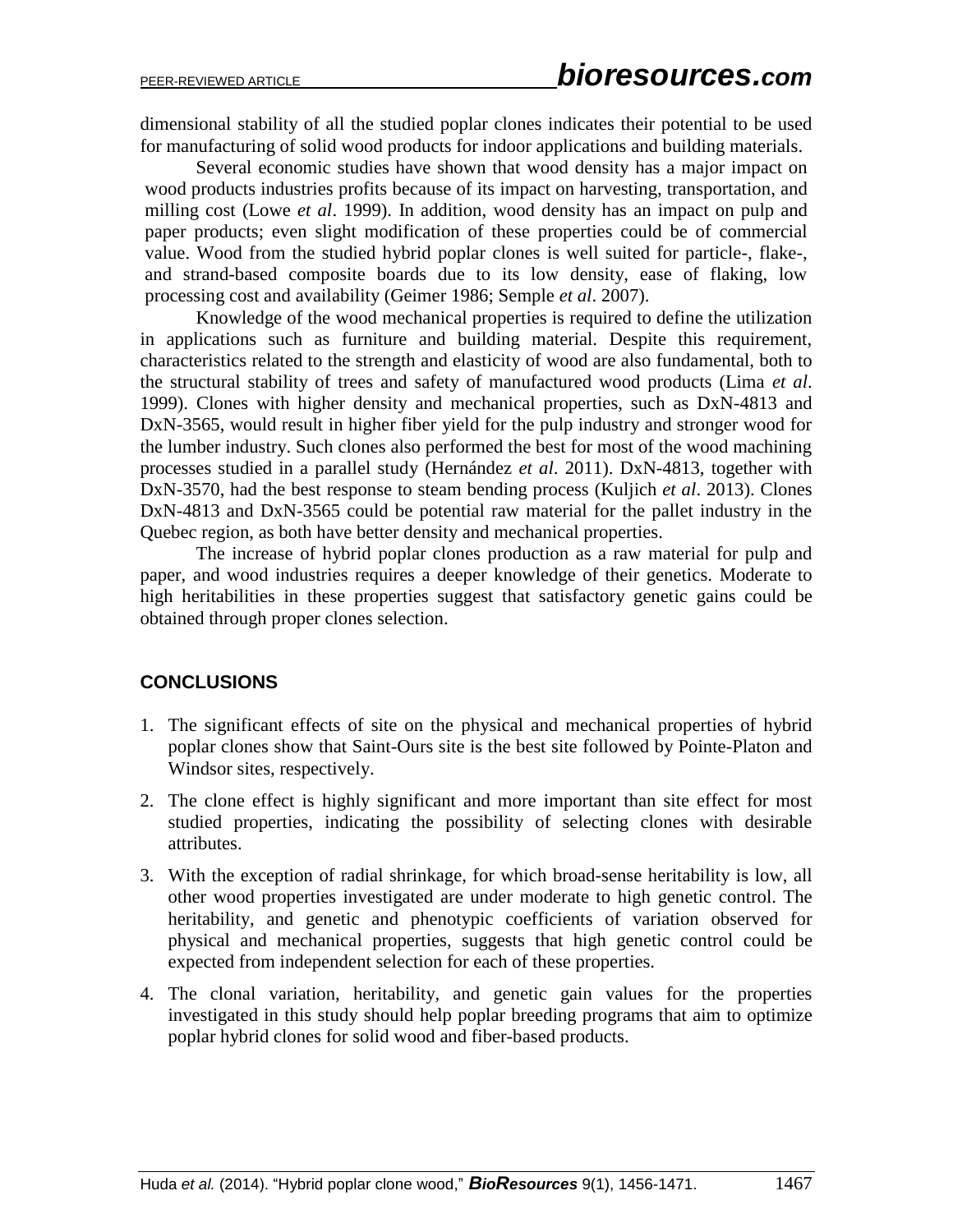dimensional stability of all the studied poplar clones indicates their potential to be used for manufacturing of solid wood products for indoor applications and building materials.

Several economic studies have shown that wood density has a major impact on wood products industries profits because of its impact on harvesting, transportation, and milling cost (Lowe *et al*. 1999). In addition, wood density has an impact on pulp and paper products; even slight modification of these properties could be of commercial value. Wood from the studied hybrid poplar clones is well suited for particle-, flake-, and strand-based composite boards due to its low density, ease of flaking, low processing cost and availability (Geimer 1986; Semple *et al*. 2007).

Knowledge of the wood mechanical properties is required to define the utilization in applications such as furniture and building material. Despite this requirement, characteristics related to the strength and elasticity of wood are also fundamental, both to the structural stability of trees and safety of manufactured wood products (Lima *et al*. 1999). Clones with higher density and mechanical properties, such as DxN-4813 and DxN-3565, would result in higher fiber yield for the pulp industry and stronger wood for the lumber industry. Such clones also performed the best for most of the wood machining processes studied in a parallel study (Hernández *et al*. 2011). DxN-4813, together with DxN-3570, had the best response to steam bending process (Kuljich *et al*. 2013). Clones DxN-4813 and DxN-3565 could be potential raw material for the pallet industry in the Quebec region, as both have better density and mechanical properties.

The increase of hybrid poplar clones production as a raw material for pulp and paper, and wood industries requires a deeper knowledge of their genetics. Moderate to high heritabilities in these properties suggest that satisfactory genetic gains could be obtained through proper clones selection.

## CONCLUSIONS

1. The significant effects of site on the physical and mechanical properties of hybrid poplar clones show that Saint-Ours site is the best site followed by Pointe-Platon and Windsor sites, respectively.
2. The clone effect is highly significant and more important than site effect for most studied properties, indicating the possibility of selecting clones with desirable attributes.
3. With the exception of radial shrinkage, for which broad-sense heritability is low, all other wood properties investigated are under moderate to high genetic control. The heritability, and genetic and phenotypic coefficients of variation observed for physical and mechanical properties, suggests that high genetic control could be expected from independent selection for each of these properties.
4. The clonal variation, heritability, and genetic gain values for the properties investigated in this study should help poplar breeding programs that aim to optimize poplar hybrid clones for solid wood and fiber-based products.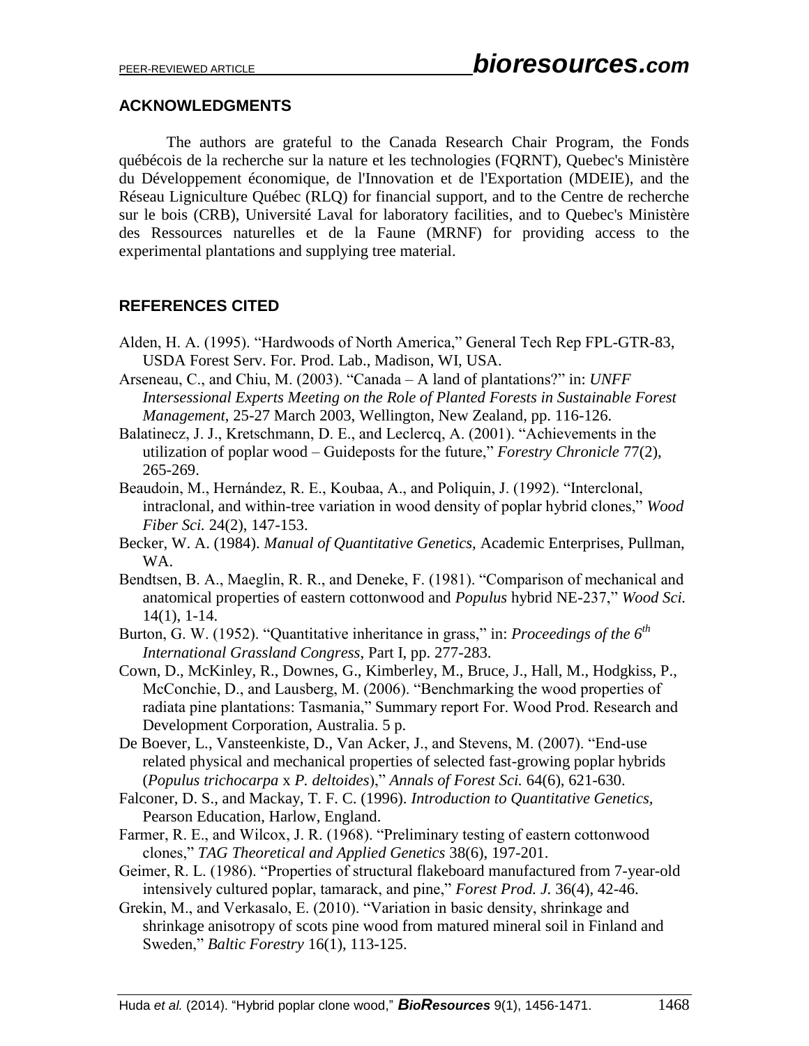## ACKNOWLEDGMENTS

The authors are grateful to the Canada Research Chair Program, the Fonds québécois de la recherche sur la nature et les technologies (FQRNT), Quebec's Ministère du Développement économique, de l'Innovation et de l'Exportation (MDEIE), and the Réseau Ligniculture Québec (RLQ) for financial support, and to the Centre de recherche sur le bois (CRB), Université Laval for laboratory facilities, and to Quebec's Ministère des Ressources naturelles et de la Faune (MRNF) for providing access to the experimental plantations and supplying tree material.

## REFERENCES CITED

Alden, H. A. (1995). "Hardwoods of North America," General Tech Rep FPL-GTR-83, USDA Forest Serv. For. Prod. Lab., Madison, WI, USA.

Arseneau, C., and Chiu, M. (2003). "Canada – A land of plantations?" in: *UNFF Intersessional Experts Meeting on the Role of Planted Forests in Sustainable Forest Management*, 25-27 March 2003, Wellington, New Zealand, pp. 116-126.

Balatinecz, J. J., Kretschmann, D. E., and Leclercq, A. (2001). "Achievements in the utilization of poplar wood – Guideposts for the future," *Forestry Chronicle* 77(2), 265-269.

Beaudoin, M., Hernández, R. E., Koubaa, A., and Poliquin, J. (1992). "Interclonal, intraclonal, and within-tree variation in wood density of poplar hybrid clones," *Wood Fiber Sci.* 24(2), 147-153.

Becker, W. A. (1984). *Manual of Quantitative Genetics,* Academic Enterprises, Pullman, WA.

Bendtsen, B. A., Maeglin, R. R., and Deneke, F. (1981). "Comparison of mechanical and anatomical properties of eastern cottonwood and *Populus* hybrid NE-237," *Wood Sci.* 14(1), 1-14.

Burton, G. W. (1952). "Quantitative inheritance in grass," in: *Proceedings of the 6th International Grassland Congress*, Part I, pp. 277-283.

Cown, D., McKinley, R., Downes, G., Kimberley, M., Bruce, J., Hall, M., Hodgkiss, P., McConchie, D., and Lausberg, M. (2006). "Benchmarking the wood properties of radiata pine plantations: Tasmania," Summary report For. Wood Prod. Research and Development Corporation, Australia. 5 p.

De Boever, L., Vansteenkiste, D., Van Acker, J., and Stevens, M. (2007). "End-use related physical and mechanical properties of selected fast-growing poplar hybrids (*Populus trichocarpa* x *P. deltoides*)," *Annals of Forest Sci.* 64(6), 621-630.

Falconer, D. S., and Mackay, T. F. C. (1996). *Introduction to Quantitative Genetics,* Pearson Education, Harlow, England.

Farmer, R. E., and Wilcox, J. R. (1968). "Preliminary testing of eastern cottonwood clones," *TAG Theoretical and Applied Genetics* 38(6), 197-201.

Geimer, R. L. (1986). "Properties of structural flakeboard manufactured from 7-year-old intensively cultured poplar, tamarack, and pine," *Forest Prod. J.* 36(4), 42-46.

Grekin, M., and Verkasalo, E. (2010). "Variation in basic density, shrinkage and shrinkage anisotropy of scots pine wood from matured mineral soil in Finland and Sweden," *Baltic Forestry* 16(1), 113-125.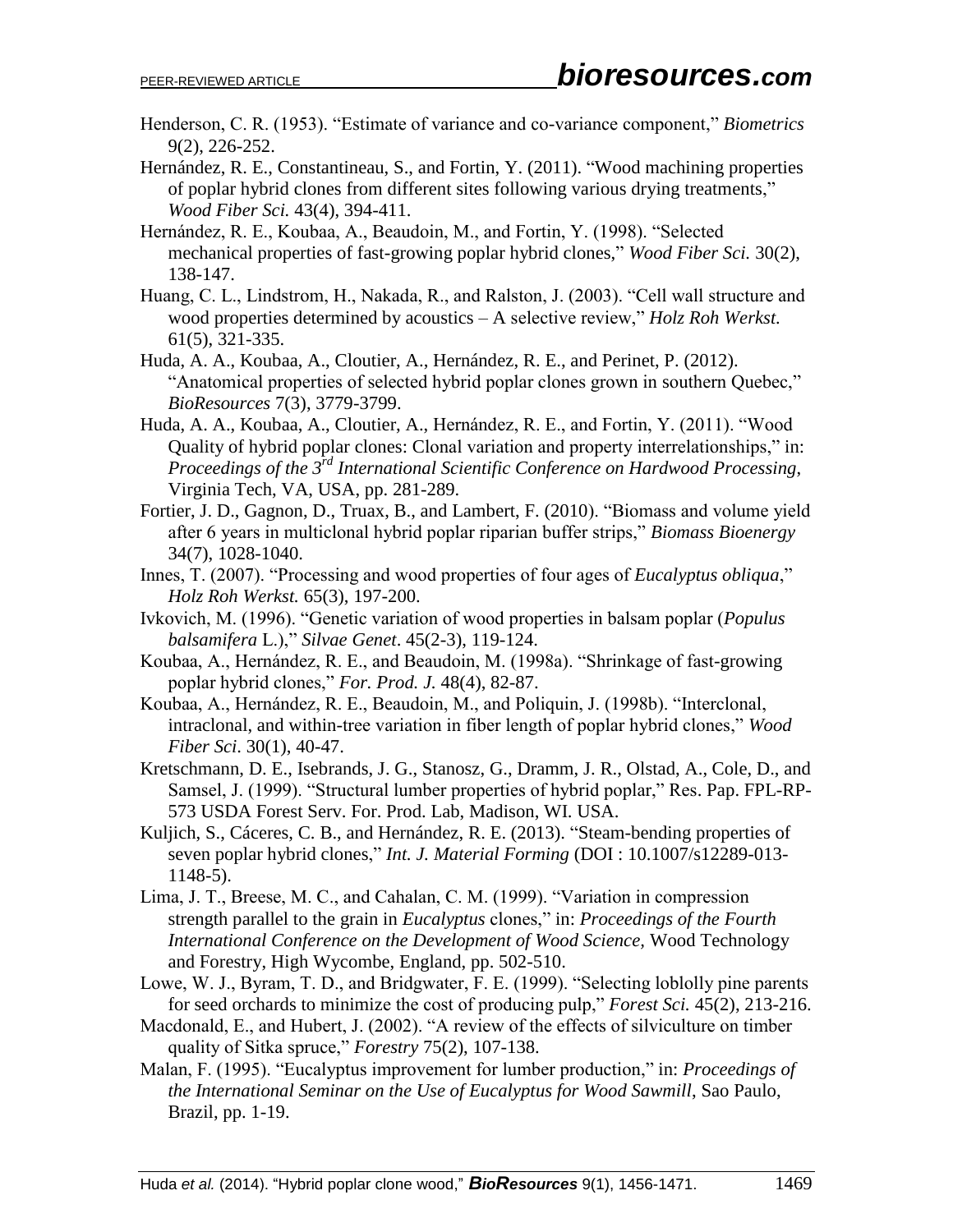Henderson, C. R. (1953). "Estimate of variance and co-variance component," *Biometrics* 9(2), 226-252.

Hernández, R. E., Constantineau, S., and Fortin, Y. (2011). "Wood machining properties of poplar hybrid clones from different sites following various drying treatments," *Wood Fiber Sci.* 43(4), 394-411.

Hernández, R. E., Koubaa, A., Beaudoin, M., and Fortin, Y. (1998). "Selected mechanical properties of fast-growing poplar hybrid clones," *Wood Fiber Sci.* 30(2), 138-147.

Huang, C. L., Lindstrom, H., Nakada, R., and Ralston, J. (2003). "Cell wall structure and wood properties determined by acoustics – A selective review," *Holz Roh Werkst.* 61(5), 321-335.

Huda, A. A., Koubaa, A., Cloutier, A., Hernández, R. E., and Perinet, P. (2012). "Anatomical properties of selected hybrid poplar clones grown in southern Quebec," *BioResources* 7(3), 3779-3799.

Huda, A. A., Koubaa, A., Cloutier, A., Hernández, R. E., and Fortin, Y. (2011). "Wood Quality of hybrid poplar clones: Clonal variation and property interrelationships," in: *Proceedings of the 3rd International Scientific Conference on Hardwood Processing*, Virginia Tech, VA, USA, pp. 281-289.

Fortier, J. D., Gagnon, D., Truax, B., and Lambert, F. (2010). "Biomass and volume yield after 6 years in multiclonal hybrid poplar riparian buffer strips," *Biomass Bioenergy* 34(7), 1028-1040.

Innes, T. (2007). "Processing and wood properties of four ages of *Eucalyptus obliqua*," *Holz Roh Werkst.* 65(3), 197-200.

Ivkovich, M. (1996). "Genetic variation of wood properties in balsam poplar (*Populus balsamifera* L.)," *Silvae Genet*. 45(2-3), 119-124.

Koubaa, A., Hernández, R. E., and Beaudoin, M. (1998a). "Shrinkage of fast-growing poplar hybrid clones," *For. Prod. J.* 48(4), 82-87.

Koubaa, A., Hernández, R. E., Beaudoin, M., and Poliquin, J. (1998b). "Interclonal, intraclonal, and within-tree variation in fiber length of poplar hybrid clones," *Wood Fiber Sci*. 30(1), 40-47.

Kretschmann, D. E., Isebrands, J. G., Stanosz, G., Dramm, J. R., Olstad, A., Cole, D., and Samsel, J. (1999). "Structural lumber properties of hybrid poplar," Res. Pap. FPL-RP-573 USDA Forest Serv. For. Prod. Lab, Madison, WI. USA.

Kuljich, S., Cáceres, C. B., and Hernández, R. E. (2013). "Steam-bending properties of seven poplar hybrid clones," *Int. J. Material Forming* (DOI : 10.1007/s12289-013-1148-5).

Lima, J. T., Breese, M. C., and Cahalan, C. M. (1999). "Variation in compression strength parallel to the grain in *Eucalyptus* clones," in: *Proceedings of the Fourth International Conference on the Development of Wood Science,* Wood Technology and Forestry, High Wycombe, England, pp. 502-510.

Lowe, W. J., Byram, T. D., and Bridgwater, F. E. (1999). "Selecting loblolly pine parents for seed orchards to minimize the cost of producing pulp," *Forest Sci.* 45(2), 213-216.

Macdonald, E., and Hubert, J. (2002). "A review of the effects of silviculture on timber quality of Sitka spruce," *Forestry* 75(2), 107-138.

Malan, F. (1995). "Eucalyptus improvement for lumber production," in: *Proceedings of the International Seminar on the Use of Eucalyptus for Wood Sawmill*, Sao Paulo, Brazil, pp. 1-19.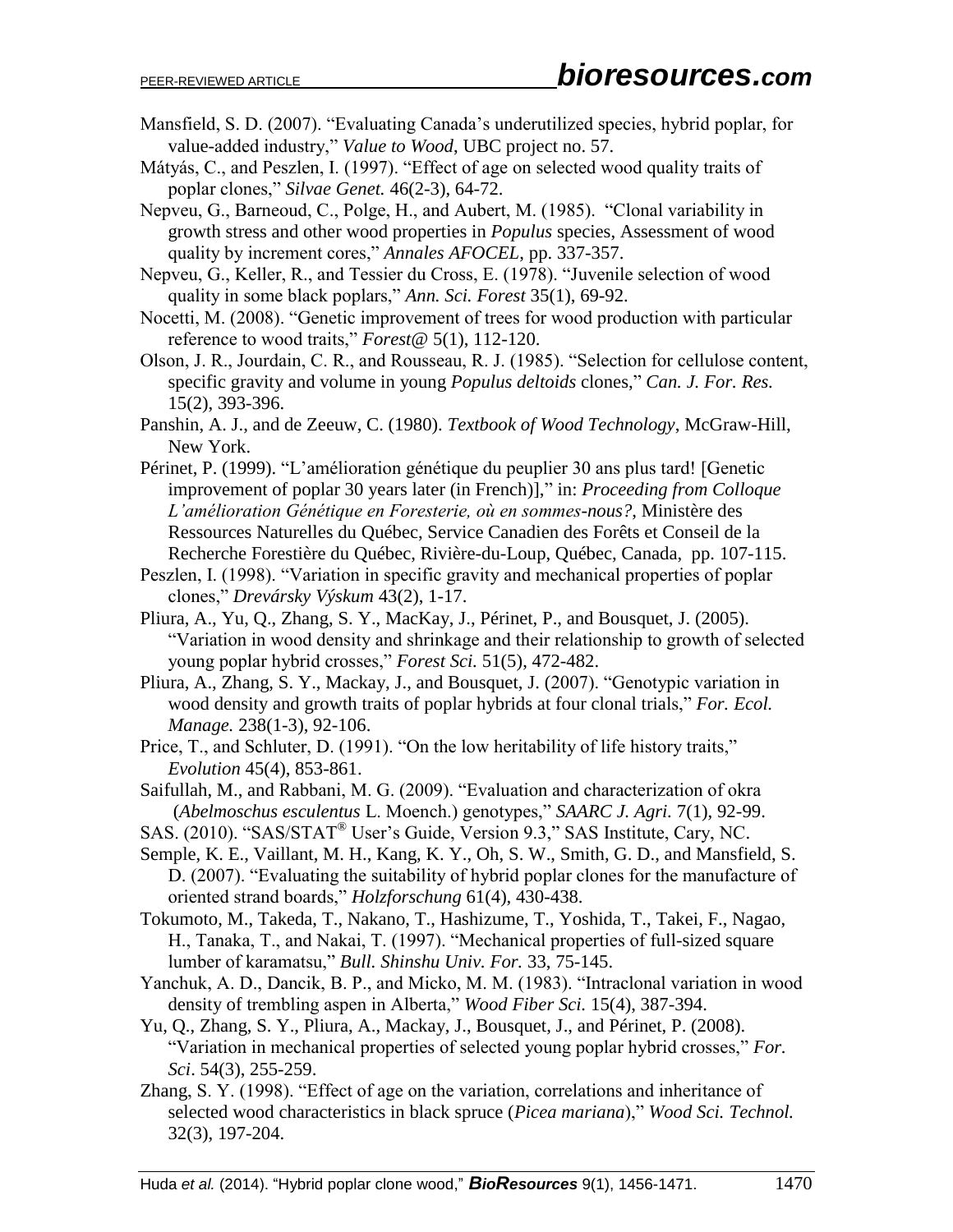Mansfield, S. D. (2007). “Evaluating Canada’s underutilized species, hybrid poplar, for value-added industry,” *Value to Wood*, UBC project no. 57.

Mátyás, C., and Peszlen, I. (1997). “Effect of age on selected wood quality traits of poplar clones,” *Silvae Genet.* 46(2-3), 64-72.

Nepveu, G., Barneoud, C., Polge, H., and Aubert, M. (1985). “Clonal variability in growth stress and other wood properties in *Populus* species, Assessment of wood quality by increment cores,” *Annales AFOCEL*, pp. 337-357.

Nepveu, G., Keller, R., and Tessier du Cross, E. (1978). “Juvenile selection of wood quality in some black poplars,” *Ann. Sci. Forest* 35(1), 69-92.

Nocetti, M. (2008). “Genetic improvement of trees for wood production with particular reference to wood traits,” *Forest@* 5(1), 112-120.

Olson, J. R., Jourdain, C. R., and Rousseau, R. J. (1985). “Selection for cellulose content, specific gravity and volume in young *Populus deltoids* clones,” *Can. J. For. Res.* 15(2), 393-396.

Panshin, A. J., and de Zeeuw, C. (1980). *Textbook of Wood Technology*, McGraw-Hill, New York.

Périnet, P. (1999). “L’amélioration génétique du peuplier 30 ans plus tard! [Genetic improvement of poplar 30 years later (in French)],” in: *Proceeding from Colloque L’amélioration Génétique en Foresterie, où en sommes-nous?*, Ministère des Ressources Naturelles du Québec, Service Canadien des Forêts et Conseil de la Recherche Forestière du Québec, Rivière-du-Loup, Québec, Canada, pp. 107-115.

Peszlen, I. (1998). “Variation in specific gravity and mechanical properties of poplar clones,” *Drevársky Výskum* 43(2), 1-17.

Pliura, A., Yu, Q., Zhang, S. Y., MacKay, J., Périnet, P., and Bousquet, J. (2005). “Variation in wood density and shrinkage and their relationship to growth of selected young poplar hybrid crosses,” *Forest Sci.* 51(5), 472-482.

Pliura, A., Zhang, S. Y., Mackay, J., and Bousquet, J. (2007). “Genotypic variation in wood density and growth traits of poplar hybrids at four clonal trials,” *For. Ecol. Manage.* 238(1-3), 92-106.

Price, T., and Schluter, D. (1991). “On the low heritability of life history traits,” *Evolution* 45(4), 853-861.

Saifullah, M., and Rabbani, M. G. (2009). “Evaluation and characterization of okra (*Abelmoschus esculentus* L. Moench.) genotypes,” *SAARC J. Agri.* 7(1), 92-99.

SAS. (2010). “SAS/STAT® User’s Guide, Version 9.3,” SAS Institute, Cary, NC.

Semple, K. E., Vaillant, M. H., Kang, K. Y., Oh, S. W., Smith, G. D., and Mansfield, S. D. (2007). “Evaluating the suitability of hybrid poplar clones for the manufacture of oriented strand boards,” *Holzforschung* 61(4), 430-438.

Tokumoto, M., Takeda, T., Nakano, T., Hashizume, T., Yoshida, T., Takei, F., Nagao, H., Tanaka, T., and Nakai, T. (1997). “Mechanical properties of full-sized square lumber of karamatsu,” *Bull. Shinshu Univ. For.* 33, 75-145.

Yanchuk, A. D., Dancik, B. P., and Micko, M. M. (1983). “Intraclonal variation in wood density of trembling aspen in Alberta,” *Wood Fiber Sci.* 15(4), 387-394.

Yu, Q., Zhang, S. Y., Pliura, A., Mackay, J., Bousquet, J., and Périnet, P. (2008). “Variation in mechanical properties of selected young poplar hybrid crosses,” *For. Sci*. 54(3), 255-259.

Zhang, S. Y. (1998). “Effect of age on the variation, correlations and inheritance of selected wood characteristics in black spruce (*Picea mariana*),” *Wood Sci. Technol.* 32(3), 197-204.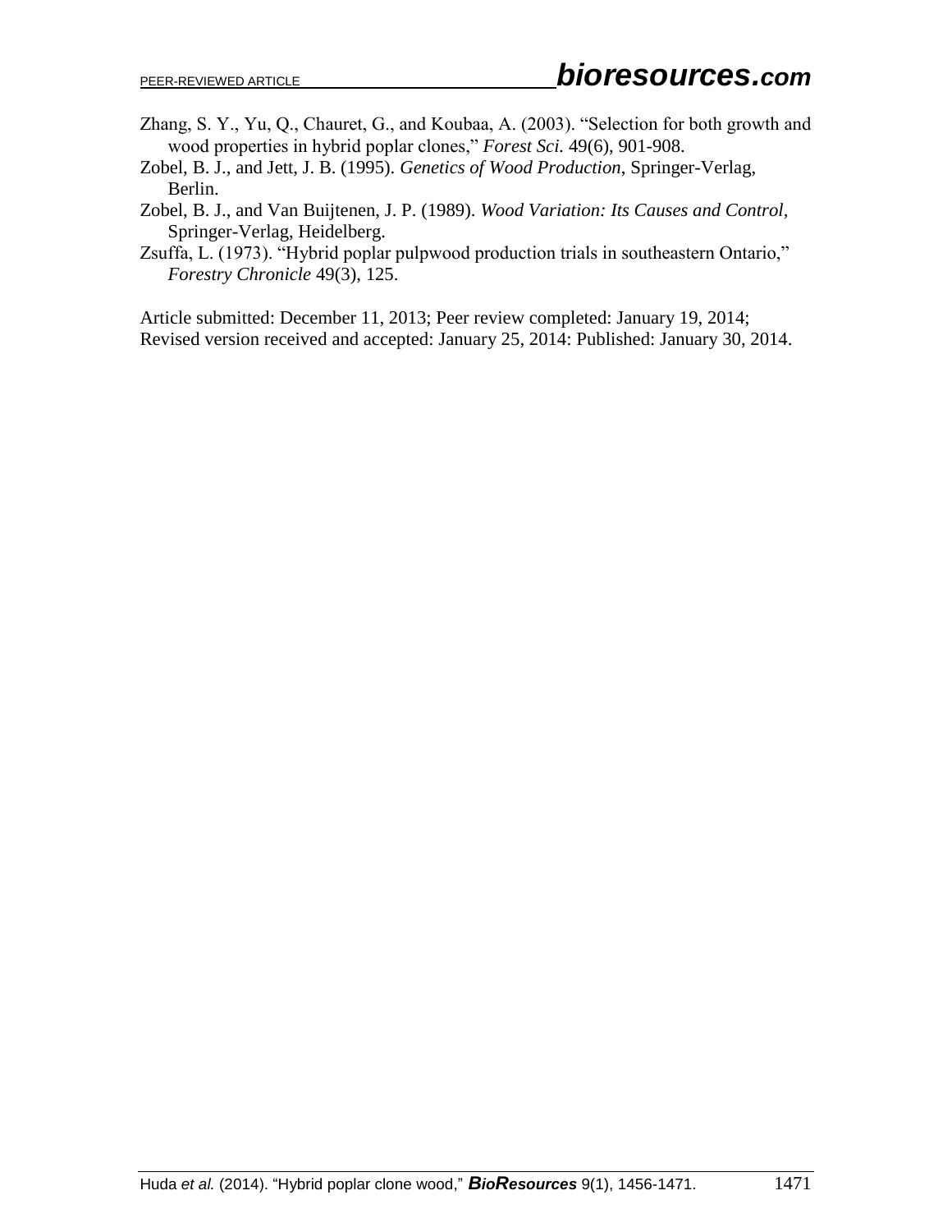Zhang, S. Y., Yu, Q., Chauret, G., and Koubaa, A. (2003). "Selection for both growth and wood properties in hybrid poplar clones," *Forest Sci.* 49(6), 901-908.

Zobel, B. J., and Jett, J. B. (1995). *Genetics of Wood Production*, Springer-Verlag, Berlin.

Zobel, B. J., and Van Buijtenen, J. P. (1989). *Wood Variation: Its Causes and Control*, Springer-Verlag, Heidelberg.

Zsuffa, L. (1973). "Hybrid poplar pulpwood production trials in southeastern Ontario," *Forestry Chronicle* 49(3), 125.

Article submitted: December 11, 2013; Peer review completed: January 19, 2014; Revised version received and accepted: January 25, 2014: Published: January 30, 2014.